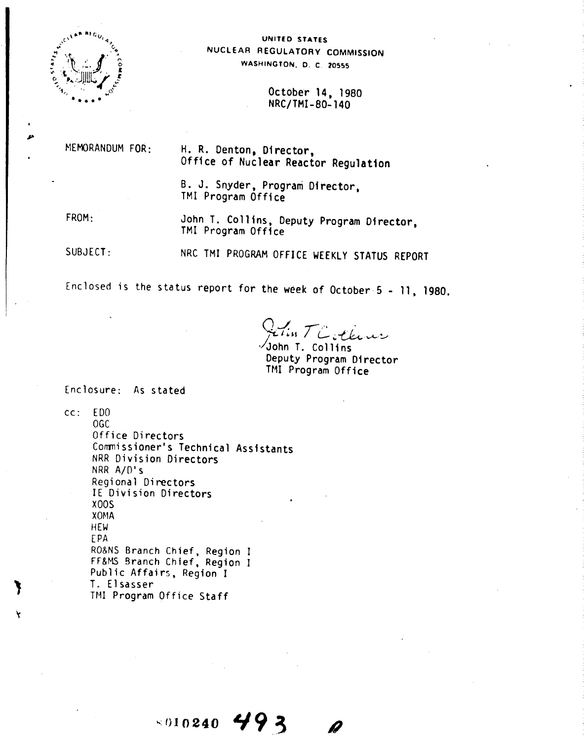UNITED STATES
NUCLEAR REGULATORY COMMISSION
WASHINGTON, D. C. 20555

October 14, 1980
NRC/TMI-80-140

MEMORANDUM FOR: H. R. Denton, Director,
Office of Nuclear Reactor Regulation

B. J. Snyder, Program Director,
TMI Program Office

FROM: John T. Collins, Deputy Program Director,
TMI Program Office

SUBJECT: NRC TMI PROGRAM OFFICE WEEKLY STATUS REPORT

Enclosed is the status report for the week of October 5 - 11, 1980.

John T. Collins
Deputy Program Director
TMI Program Office

Enclosure: As stated

cc: EDO
OGC
Office Directors
Commissioner's Technical Assistants
NRR Division Directors
NRR A/D's
Regional Directors
IE Division Directors
XOOS
XOMA
HEW
EPA
RO&NS Branch Chief, Region I
FF&MS Branch Chief, Region I
Public Affairs, Region I
T. Elsasser
TMI Program Office Staff

8010240 493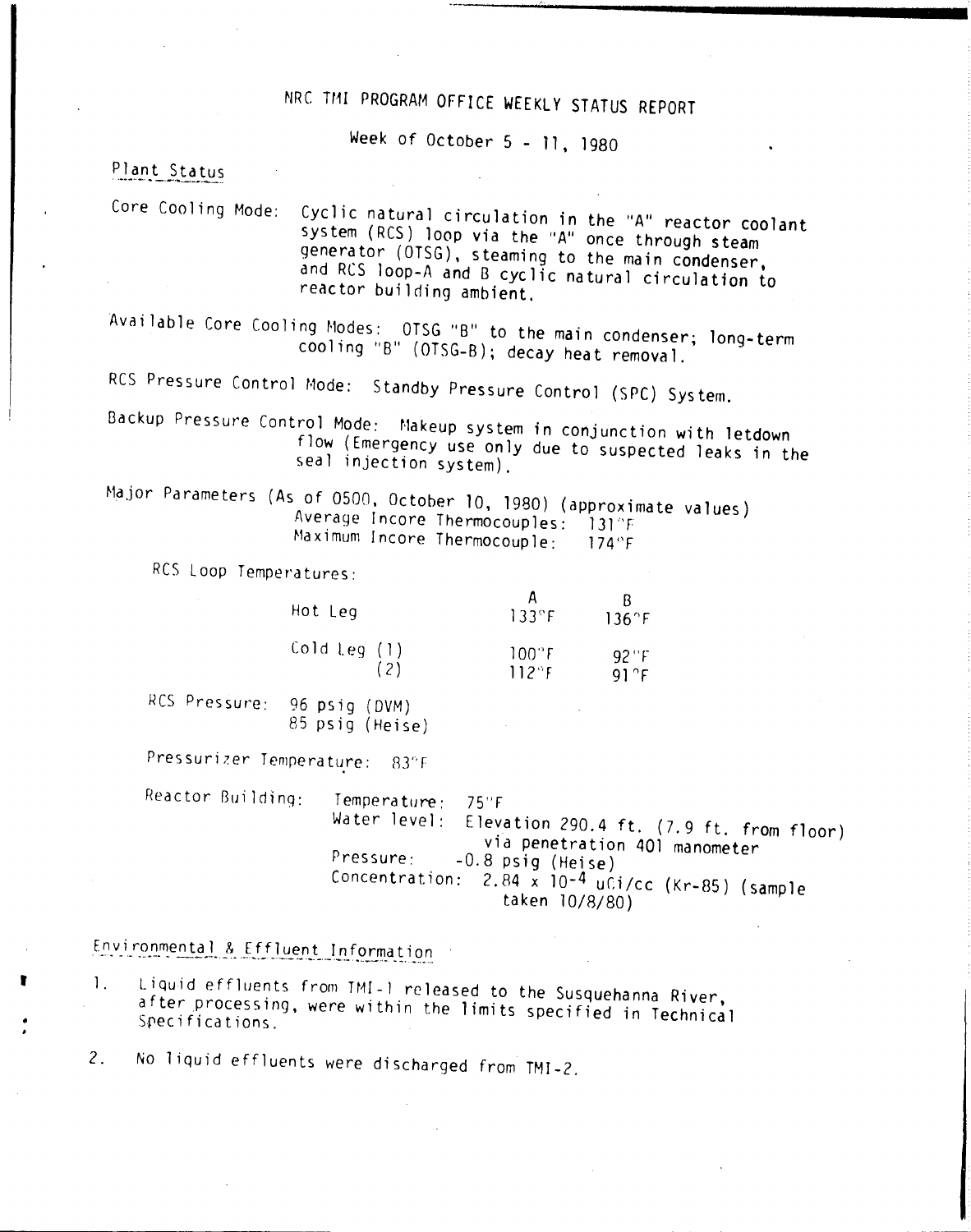# NRC TMI PROGRAM OFFICE WEEKLY STATUS REPORT

Week of October 5 - 11, 1980

## Plant Status

Core Cooling Mode: Cyclic natural circulation in the "A" reactor coolant system (RCS) loop via the "A" once through steam generator (OTSG), steaming to the main condenser, and RCS loop-A and B cyclic natural circulation to reactor building ambient.

Available Core Cooling Modes: OTSG "B" to the main condenser; long-term cooling "B" (OTSG-B); decay heat removal.

RCS Pressure Control Mode: Standby Pressure Control (SPC) System.

Backup Pressure Control Mode: Makeup system in conjunction with letdown flow (Emergency use only due to suspected leaks in the seal injection system).

Major Parameters (As of 0500, October 10, 1980) (approximate values)
Average Incore Thermocouples: 131°F
Maximum Incore Thermocouple: 174°F

RCS Loop Temperatures:

| | A | B |
|---|---|---|
| Hot Leg | 133°F | 136°F |
| Cold Leg (1) | 100°F | 92°F |
| (2) | 112°F | 91°F |

RCS Pressure: 96 psig (DVM)
85 psig (Heise)

Pressurizer Temperature: 83°F

Reactor Building: Temperature: 75°F
Water level: Elevation 290.4 ft. (7.9 ft. from floor) via penetration 401 manometer
Pressure: -0.8 psig (Heise)
Concentration: $2.84 \times 10^{-4}$ uCi/cc (Kr-85) (sample taken 10/8/80)

## Environmental & Effluent Information

1. Liquid effluents from TMI-1 released to the Susquehanna River, after processing, were within the limits specified in Technical Specifications.

2. No liquid effluents were discharged from TMI-2.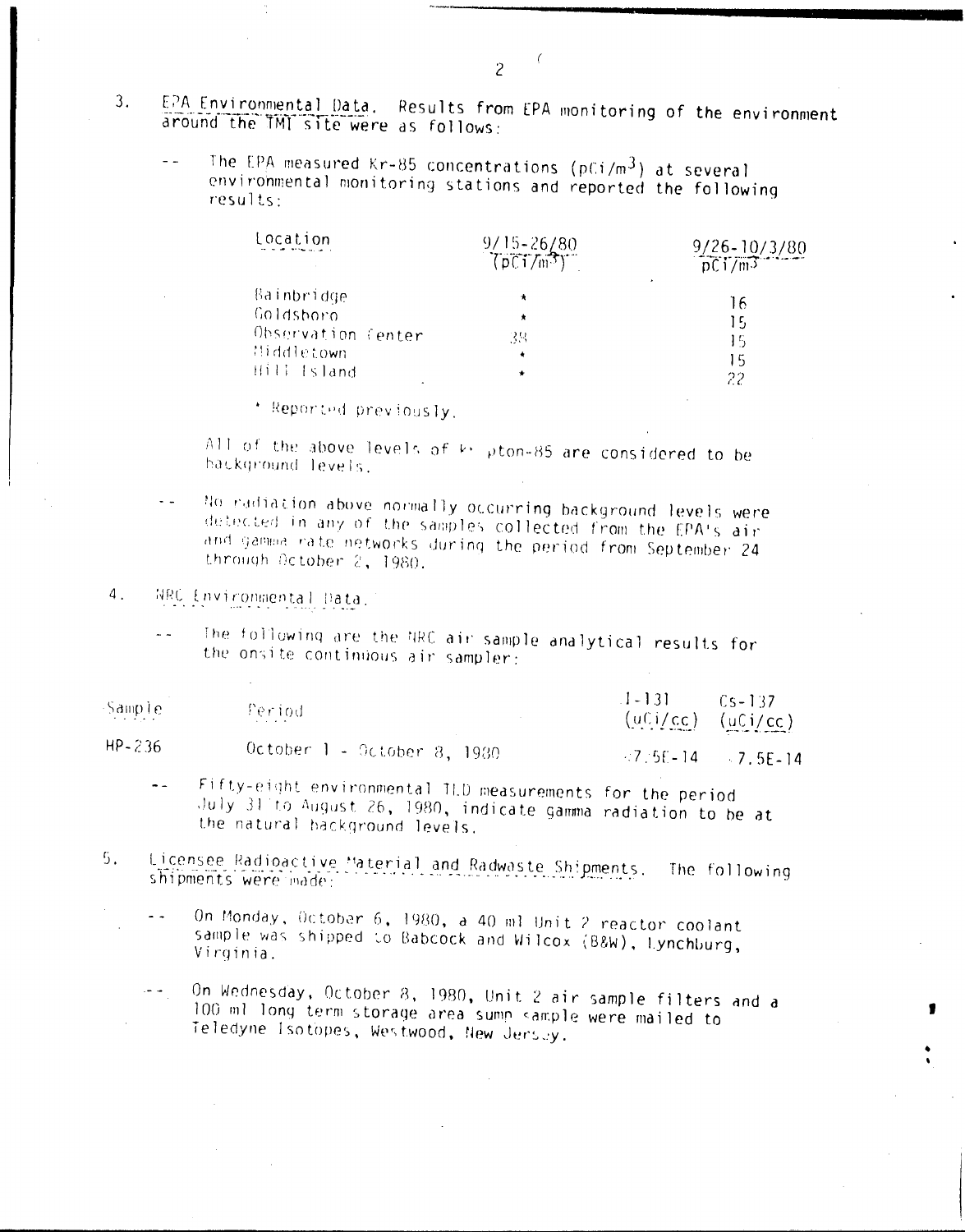3. EPA Environmental Data. Results from EPA monitoring of the environment around the TMI site were as follows:

-- The EPA measured Kr-85 concentrations (pCi/$m^3$) at several environmental monitoring stations and reported the following results:

| Location | 9/15-26/80 (pCi/$m^3$) | 9/26-10/3/80 pCi/$m^3$ |
|---|---|---|
| Bainbridge | * | 16 |
| Goldsboro | * | 15 |
| Observation Center | 38 | 15 |
| Middletown | * | 15 |
| Hill Island | * | 22 |

\* Reported previously.

All of the above levels of Krypton-85 are considered to be background levels.

-- No radiation above normally occurring background levels were detected in any of the samples collected from the EPA's air and gamma rate networks during the period from September 24 through October 2, 1980.

4. NRC Environmental Data.

-- The following are the NRC air sample analytical results for the onsite continuous air sampler:

| Sample | Period | I-131 (uCi/cc) | Cs-137 (uCi/cc) |
|---|---|---|---|
| HP-236 | October 1 - October 8, 1980 | <7.5E-14 | <7.5E-14 |

-- Fifty-eight environmental TLD measurements for the period July 31 to August 26, 1980, indicate gamma radiation to be at the natural background levels.

5. Licensee Radioactive Material and Radwaste Shipments. The following shipments were made:

-- On Monday, October 6, 1980, a 40 ml Unit 2 reactor coolant sample was shipped to Babcock and Wilcox (B&W), Lynchburg, Virginia.

-- On Wednesday, October 8, 1980, Unit 2 air sample filters and a 100 ml long term storage area sump sample were mailed to Teledyne Isotopes, Westwood, New Jersey.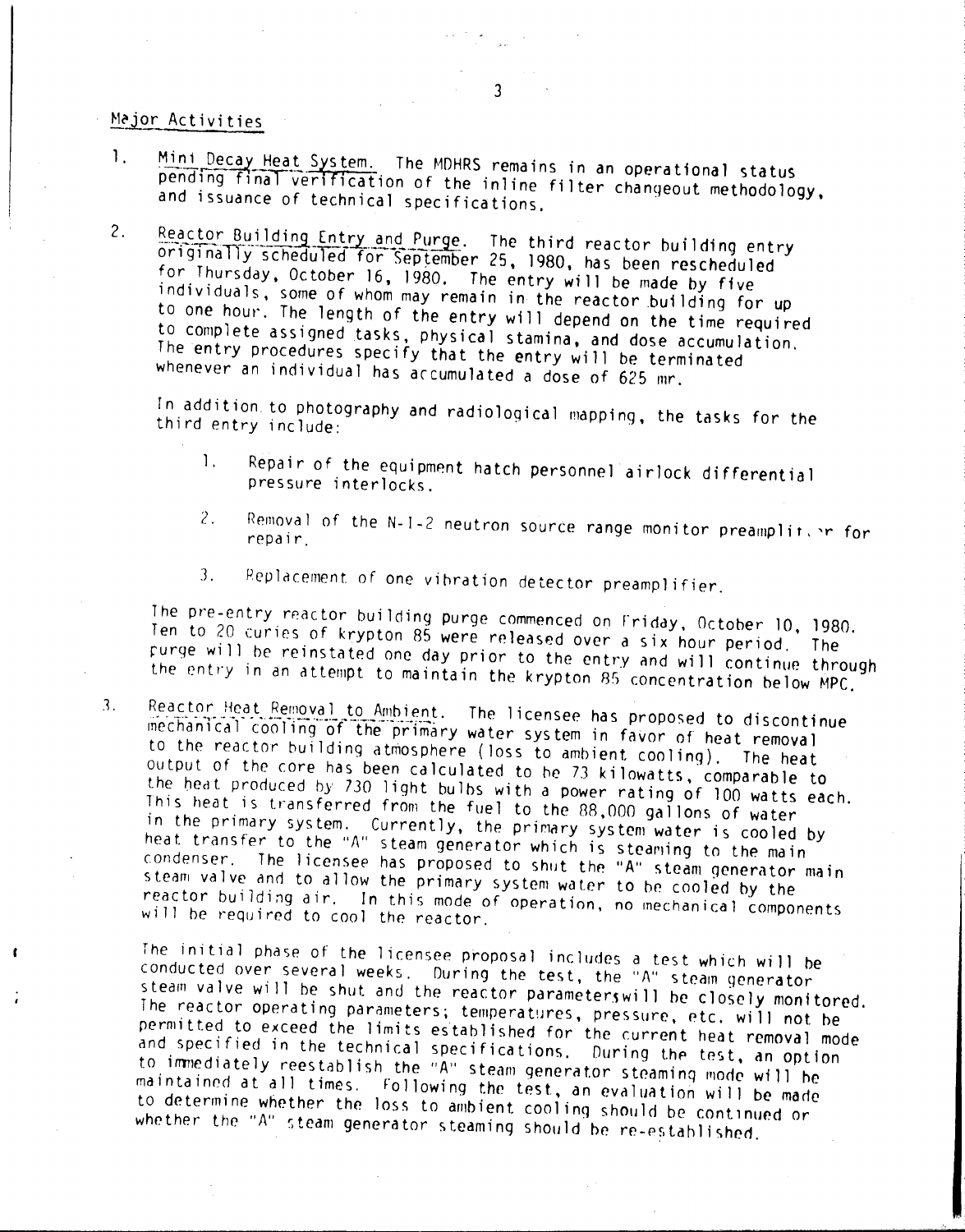Major Activities

1. Mini Decay Heat System. The MDHRS remains in an operational status pending final verification of the inline filter changeout methodology, and issuance of technical specifications.

2. Reactor Building Entry and Purge. The third reactor building entry originally scheduled for September 25, 1980, has been rescheduled for Thursday, October 16, 1980. The entry will be made by five individuals, some of whom may remain in the reactor building for up to one hour. The length of the entry will depend on the time required to complete assigned tasks, physical stamina, and dose accumulation. The entry procedures specify that the entry will be terminated whenever an individual has accumulated a dose of 625 mr.

   In addition to photography and radiological mapping, the tasks for the third entry include:

   1. Repair of the equipment hatch personnel airlock differential pressure interlocks.

   2. Removal of the N-1-2 neutron source range monitor preamplifier for repair.

   3. Replacement of one vibration detector preamplifier.

   The pre-entry reactor building purge commenced on Friday, October 10, 1980. Ten to 20 curies of krypton 85 were released over a six hour period. The purge will be reinstated one day prior to the entry and will continue through the entry in an attempt to maintain the krypton 85 concentration below MPC.

3. Reactor Heat Removal to Ambient. The licensee has proposed to discontinue mechanical cooling of the primary water system in favor of heat removal to the reactor building atmosphere (loss to ambient cooling). The heat output of the core has been calculated to be 73 kilowatts, comparable to the heat produced by 730 light bulbs with a power rating of 100 watts each. This heat is transferred from the fuel to the 88,000 gallons of water in the primary system. Currently, the primary system water is cooled by heat transfer to the "A" steam generator which is steaming to the main condenser. The licensee has proposed to shut the "A" steam generator main steam valve and to allow the primary system water to be cooled by the reactor building air. In this mode of operation, no mechanical components will be required to cool the reactor.

   The initial phase of the licensee proposal includes a test which will be conducted over several weeks. During the test, the "A" steam generator steam valve will be shut and the reactor parameterswill be closely monitored. The reactor operating parameters; temperatures, pressure, etc. will not be permitted to exceed the limits established for the current heat removal mode and specified in the technical specifications. During the test, an option to immediately reestablish the "A" steam generator steaming mode will be maintained at all times. Following the test, an evaluation will be made to determine whether the loss to ambient cooling should be continued or whether the "A" steam generator steaming should be re-established.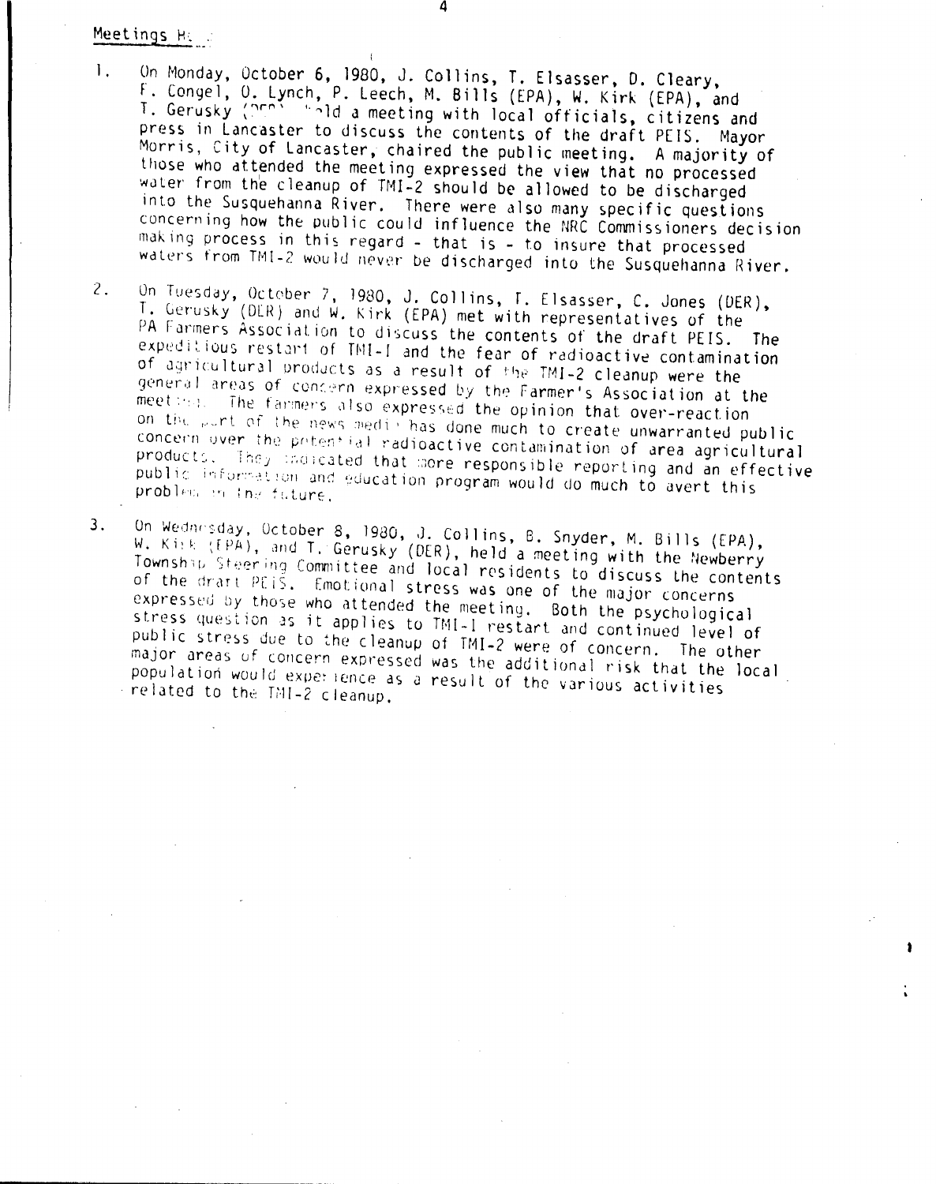Meetings He...

1. On Monday, October 6, 1980, J. Collins, T. Elsasser, D. Cleary, F. Congel, O. Lynch, P. Leech, M. Bills (EPA), W. Kirk (EPA), and T. Gerusky (DER) held a meeting with local officials, citizens and press in Lancaster to discuss the contents of the draft PEIS. Mayor Morris, City of Lancaster, chaired the public meeting. A majority of those who attended the meeting expressed the view that no processed water from the cleanup of TMI-2 should be allowed to be discharged into the Susquehanna River. There were also many specific questions concerning how the public could influence the NRC Commissioners decision making process in this regard - that is - to insure that processed waters from TMI-2 would never be discharged into the Susquehanna River.

2. On Tuesday, October 7, 1980, J. Collins, T. Elsasser, C. Jones (DER), T. Gerusky (DER) and W. Kirk (EPA) met with representatives of the PA Farmers Association to discuss the contents of the draft PEIS. The expeditious restart of TMI-1 and the fear of radioactive contamination of agricultural products as a result of the TMI-2 cleanup were the general areas of concern expressed by the Farmer's Association at the meeting. The farmers also expressed the opinion that over-reaction on the part of the news media has done much to create unwarranted public concern over the potential radioactive contamination of area agricultural products. They indicated that more responsible reporting and an effective public information and education program would do much to avert this problem in the future.

3. On Wednesday, October 8, 1980, J. Collins, B. Snyder, M. Bills (EPA), W. Kirk (EPA), and T. Gerusky (DER), held a meeting with the Newberry Township Steering Committee and local residents to discuss the contents of the draft PEIS. Emotional stress was one of the major concerns expressed by those who attended the meeting. Both the psychological stress question as it applies to TMI-1 restart and continued level of public stress due to the cleanup of TMI-2 were of concern. The other major areas of concern expressed was the additional risk that the local population would experience as a result of the various activities related to the TMI-2 cleanup.